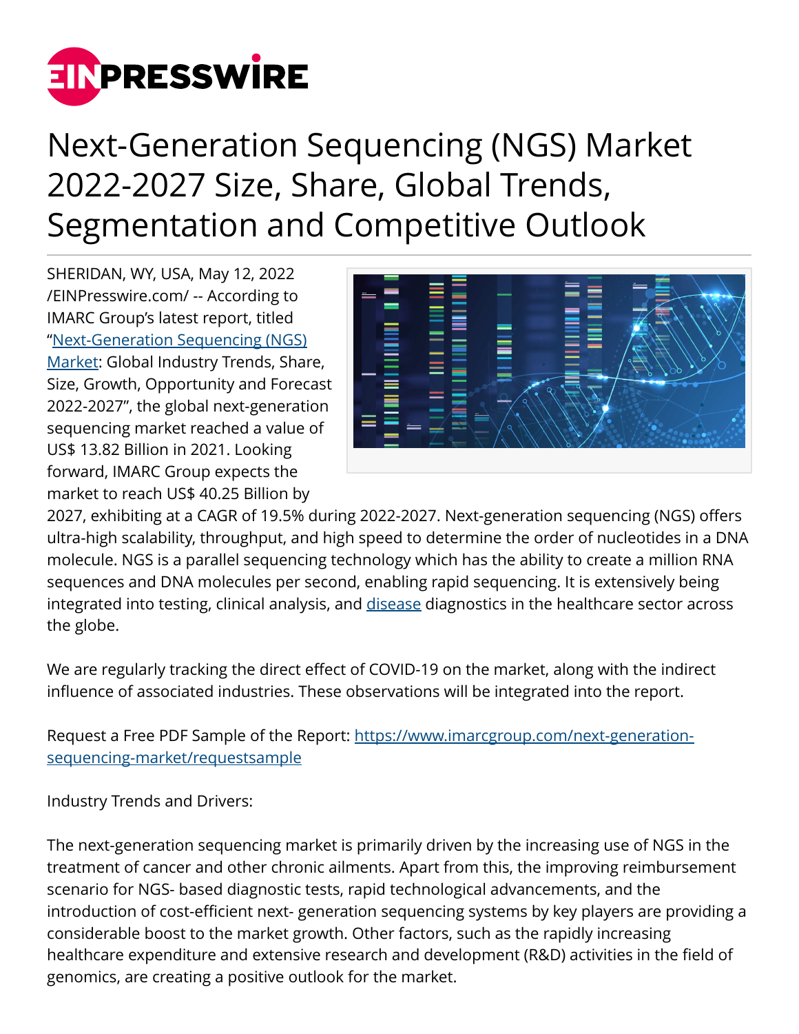# Next-Generation Sequencing (NGS) Market 2022-2027 Size, Share, Global Trends, Segmentation and Competitive Outlook

SHERIDAN, WY, USA, May 12, 2022 /EINPresswire.com/ -- According to IMARC Group's latest report, titled "[Next-Generation Sequencing (NGS) Market](https://www.imarcgroup.com/next-generation-sequencing-market): Global Industry Trends, Share, Size, Growth, Opportunity and Forecast 2022-2027", the global next-generation sequencing market reached a value of US$ 13.82 Billion in 2021. Looking forward, IMARC Group expects the market to reach US$ 40.25 Billion by 2027, exhibiting at a CAGR of 19.5% during 2022-2027. Next-generation sequencing (NGS) offers ultra-high scalability, throughput, and high speed to determine the order of nucleotides in a DNA molecule. NGS is a parallel sequencing technology which has the ability to create a million RNA sequences and DNA molecules per second, enabling rapid sequencing. It is extensively being integrated into testing, clinical analysis, and disease diagnostics in the healthcare sector across the globe.

We are regularly tracking the direct effect of COVID-19 on the market, along with the indirect influence of associated industries. These observations will be integrated into the report.

Request a Free PDF Sample of the Report: https://www.imarcgroup.com/next-generation-sequencing-market/requestsample

Industry Trends and Drivers:

The next-generation sequencing market is primarily driven by the increasing use of NGS in the treatment of cancer and other chronic ailments. Apart from this, the improving reimbursement scenario for NGS- based diagnostic tests, rapid technological advancements, and the introduction of cost-efficient next- generation sequencing systems by key players are providing a considerable boost to the market growth. Other factors, such as the rapidly increasing healthcare expenditure and extensive research and development (R&D) activities in the field of genomics, are creating a positive outlook for the market.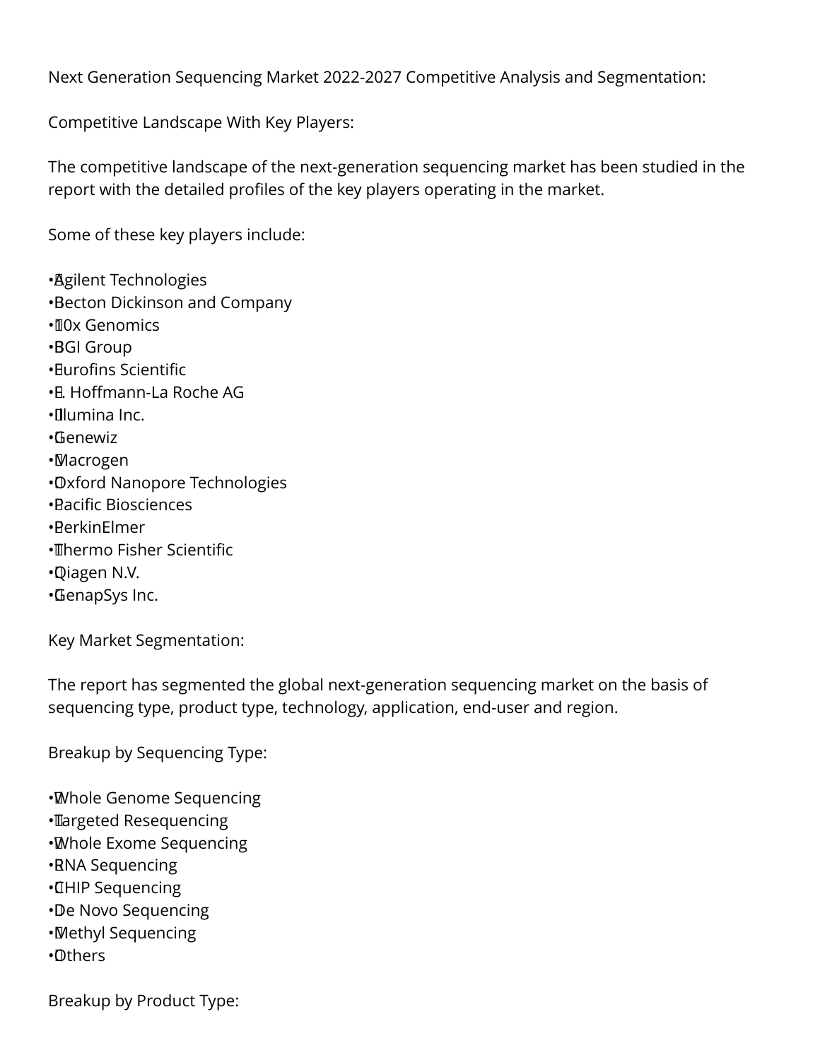Next Generation Sequencing Market 2022-2027 Competitive Analysis and Segmentation:

Competitive Landscape With Key Players:

The competitive landscape of the next-generation sequencing market has been studied in the report with the detailed profiles of the key players operating in the market.

Some of these key players include:

- Agilent Technologies
- Becton Dickinson and Company
- 10x Genomics
- BGI Group
- Eurofins Scientific
- F. Hoffmann-La Roche AG
- Illumina Inc.
- Genewiz
- Macrogen
- Oxford Nanopore Technologies
- Pacific Biosciences
- PerkinElmer
- Thermo Fisher Scientific
- Qiagen N.V.
- GenapSys Inc.

Key Market Segmentation:

The report has segmented the global next-generation sequencing market on the basis of sequencing type, product type, technology, application, end-user and region.

Breakup by Sequencing Type:

- Whole Genome Sequencing
- Targeted Resequencing
- Whole Exome Sequencing
- RNA Sequencing
- CHIP Sequencing
- De Novo Sequencing
- Methyl Sequencing
- Others

Breakup by Product Type: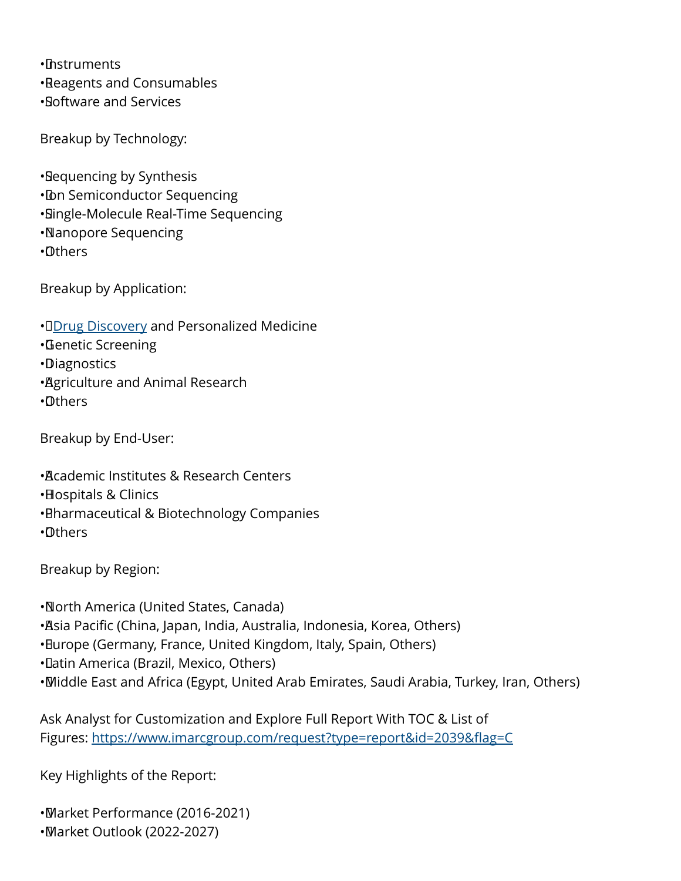- Instruments
- Reagents and Consumables
- Software and Services

Breakup by Technology:

- Sequencing by Synthesis
- Ion Semiconductor Sequencing
- Single-Molecule Real-Time Sequencing
- Nanopore Sequencing
- Others

Breakup by Application:

- Drug Discovery and Personalized Medicine
- Genetic Screening
- Diagnostics
- Agriculture and Animal Research
- Others

Breakup by End-User:

- Academic Institutes & Research Centers
- Hospitals & Clinics
- Pharmaceutical & Biotechnology Companies
- Others

Breakup by Region:

- North America (United States, Canada)
- Asia Pacific (China, Japan, India, Australia, Indonesia, Korea, Others)
- Europe (Germany, France, United Kingdom, Italy, Spain, Others)
- Latin America (Brazil, Mexico, Others)
- Middle East and Africa (Egypt, United Arab Emirates, Saudi Arabia, Turkey, Iran, Others)

Ask Analyst for Customization and Explore Full Report With TOC & List of Figures: https://www.imarcgroup.com/request?type=report&id=2039&flag=C

Key Highlights of the Report:

- Market Performance (2016-2021)
- Market Outlook (2022-2027)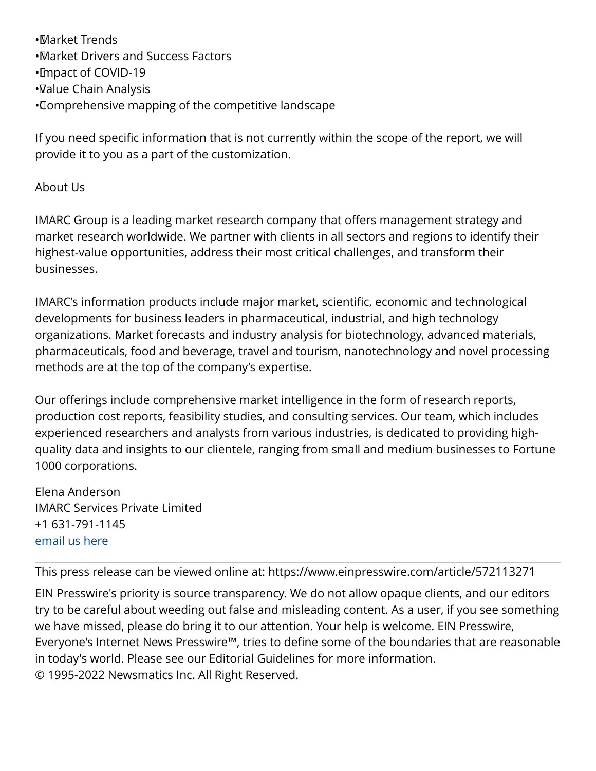- Market Trends
- Market Drivers and Success Factors
- Impact of COVID-19
- Value Chain Analysis
- Comprehensive mapping of the competitive landscape

If you need specific information that is not currently within the scope of the report, we will provide it to you as a part of the customization.

About Us

IMARC Group is a leading market research company that offers management strategy and market research worldwide. We partner with clients in all sectors and regions to identify their highest-value opportunities, address their most critical challenges, and transform their businesses.

IMARC's information products include major market, scientific, economic and technological developments for business leaders in pharmaceutical, industrial, and high technology organizations. Market forecasts and industry analysis for biotechnology, advanced materials, pharmaceuticals, food and beverage, travel and tourism, nanotechnology and novel processing methods are at the top of the company's expertise.

Our offerings include comprehensive market intelligence in the form of research reports, production cost reports, feasibility studies, and consulting services. Our team, which includes experienced researchers and analysts from various industries, is dedicated to providing high-quality data and insights to our clientele, ranging from small and medium businesses to Fortune 1000 corporations.

Elena Anderson
IMARC Services Private Limited
+1 631-791-1145
email us here

---

This press release can be viewed online at: https://www.einpresswire.com/article/572113271

EIN Presswire's priority is source transparency. We do not allow opaque clients, and our editors try to be careful about weeding out false and misleading content. As a user, if you see something we have missed, please do bring it to our attention. Your help is welcome. EIN Presswire, Everyone's Internet News Presswire™, tries to define some of the boundaries that are reasonable in today's world. Please see our Editorial Guidelines for more information.
© 1995-2022 Newsmatics Inc. All Right Reserved.